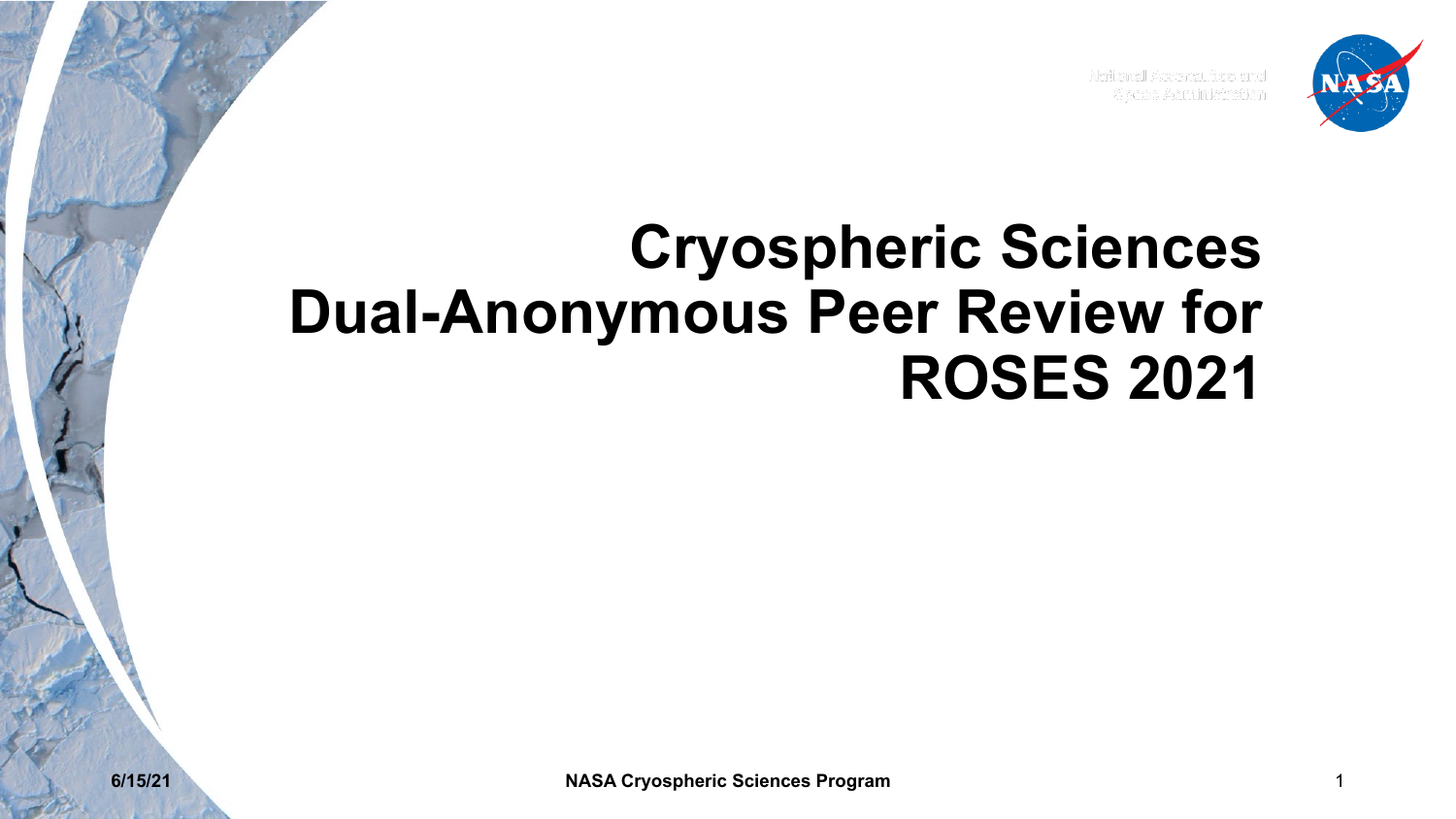# Cryospheric Sciences Dual-Anonymous Peer Review for ROSES 2021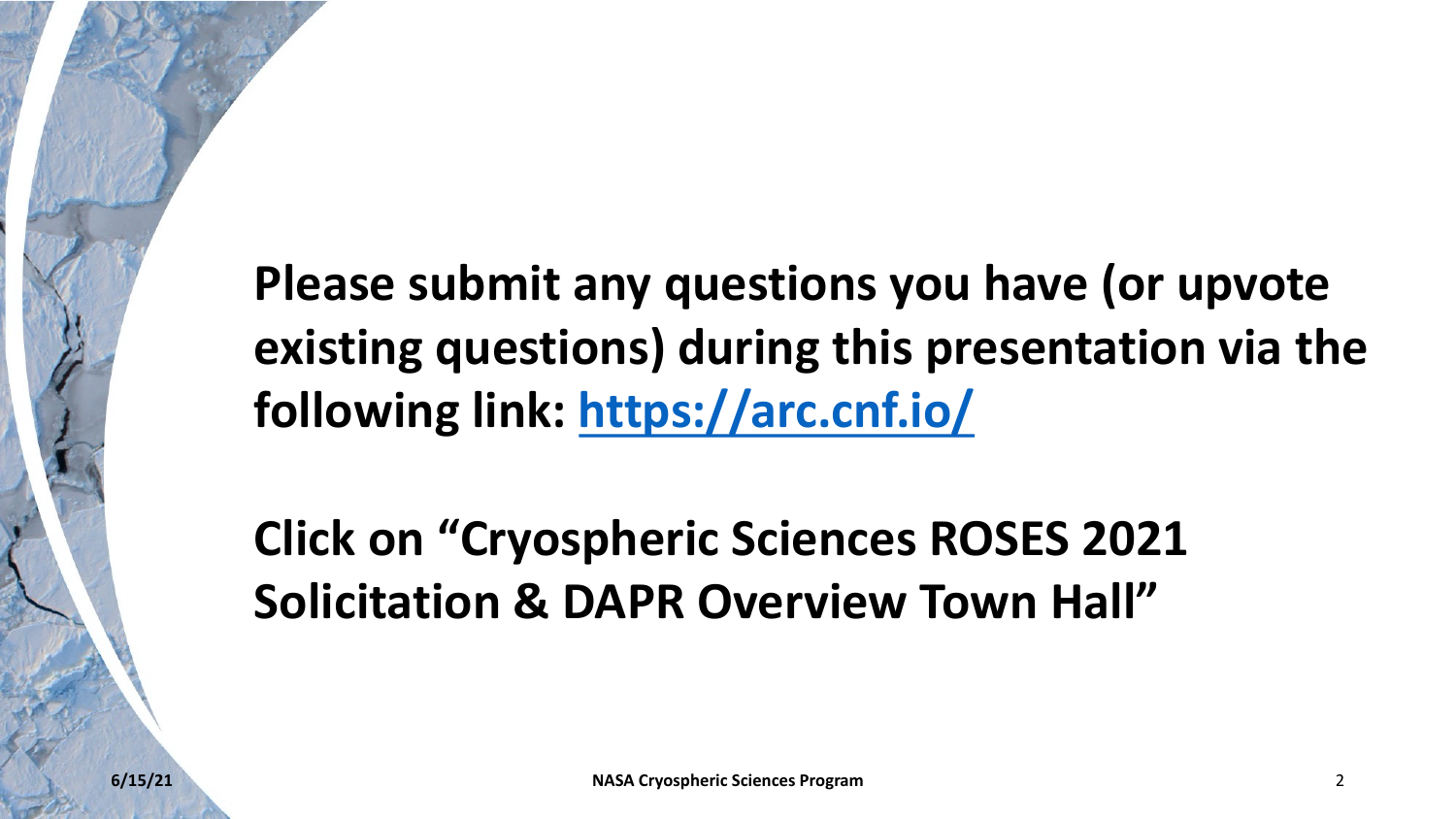**Please submit any questions you have (or upvote existing questions) during this presentation via the following link: [https://arc.cnf.io/](https://arc.cnf.io/)**

**Click on "Cryospheric Sciences ROSES 2021 Solicitation & DAPR Overview Town Hall"**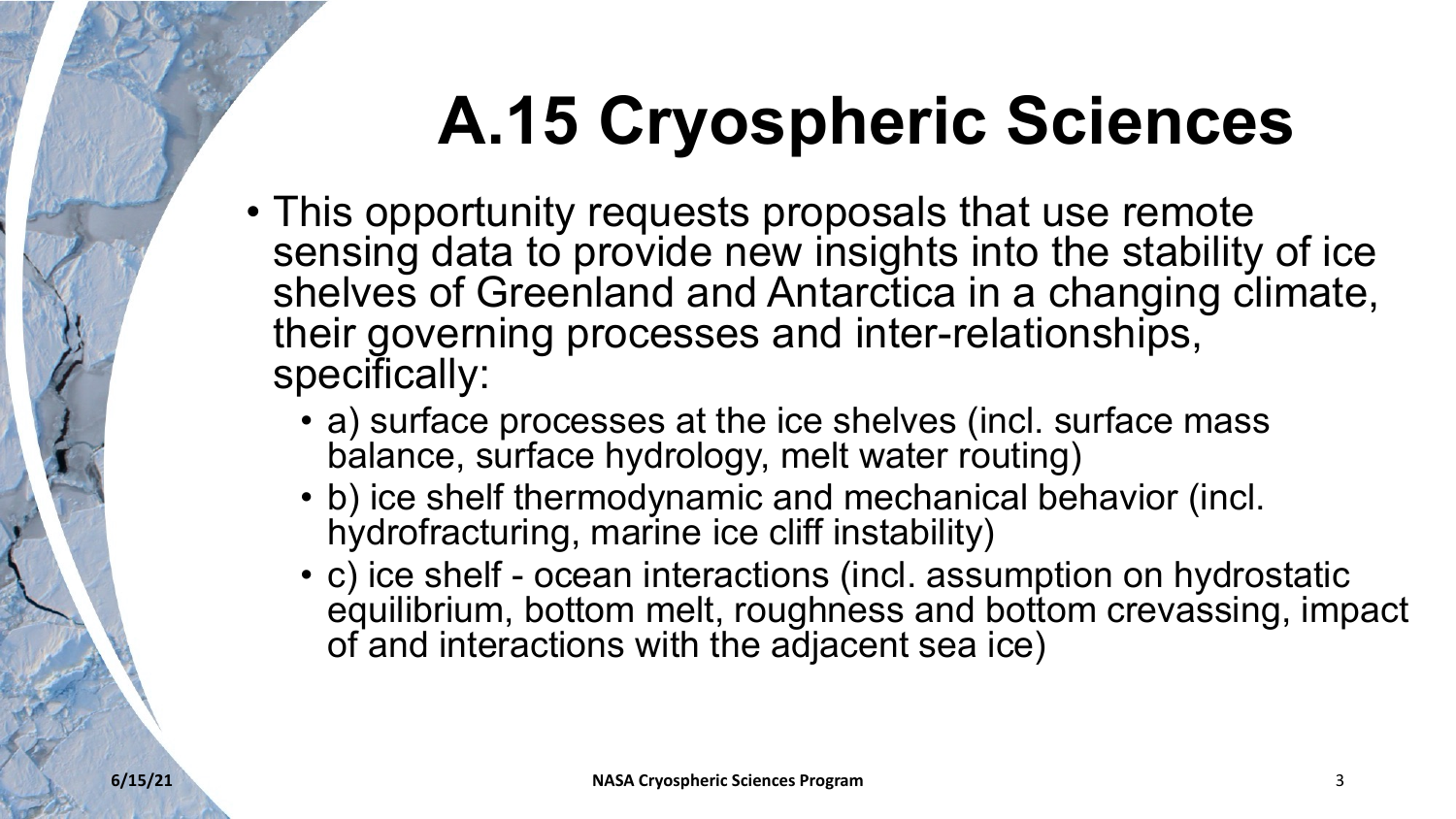# A.15 Cryospheric Sciences

- This opportunity requests proposals that use remote sensing data to provide new insights into the stability of ice shelves of Greenland and Antarctica in a changing climate, their governing processes and inter-relationships, specifically:
  - a) surface processes at the ice shelves (incl. surface mass balance, surface hydrology, melt water routing)
  - b) ice shelf thermodynamic and mechanical behavior (incl. hydrofracturing, marine ice cliff instability)
  - c) ice shelf - ocean interactions (incl. assumption on hydrostatic equilibrium, bottom melt, roughness and bottom crevassing, impact of and interactions with the adjacent sea ice)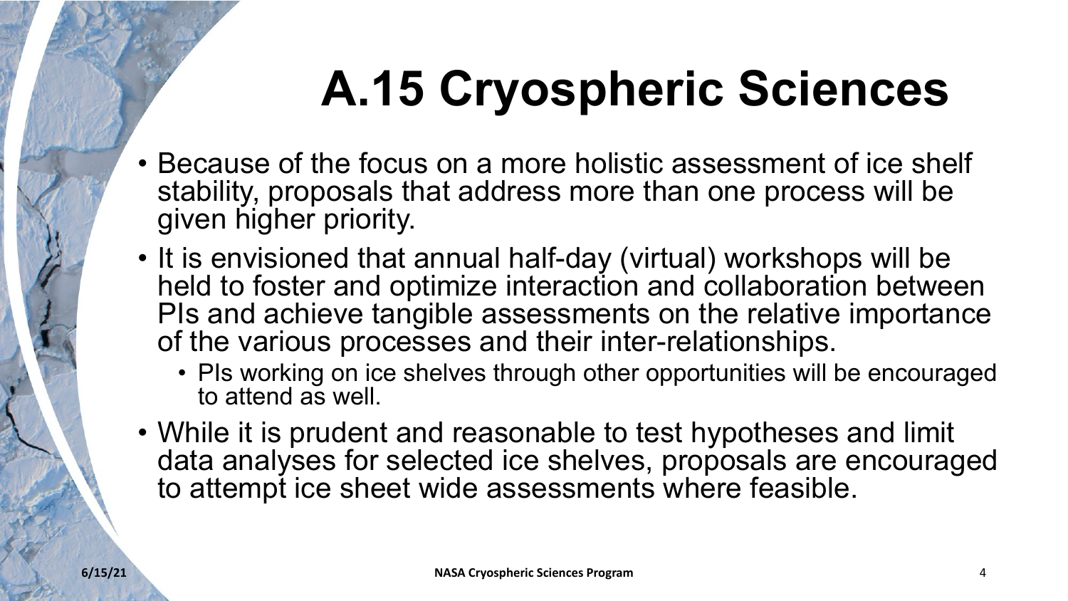# A.15 Cryospheric Sciences

- Because of the focus on a more holistic assessment of ice shelf stability, proposals that address more than one process will be given higher priority.
- It is envisioned that annual half-day (virtual) workshops will be held to foster and optimize interaction and collaboration between PIs and achieve tangible assessments on the relative importance of the various processes and their inter-relationships.
  - PIs working on ice shelves through other opportunities will be encouraged to attend as well.
- While it is prudent and reasonable to test hypotheses and limit data analyses for selected ice shelves, proposals are encouraged to attempt ice sheet wide assessments where feasible.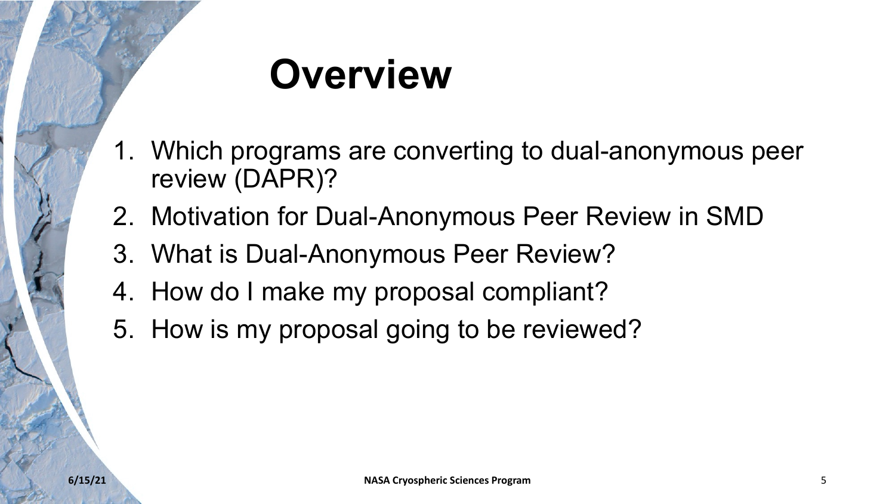# Overview

1. Which programs are converting to dual-anonymous peer review (DAPR)?
2. Motivation for Dual-Anonymous Peer Review in SMD
3. What is Dual-Anonymous Peer Review?
4. How do I make my proposal compliant?
5. How is my proposal going to be reviewed?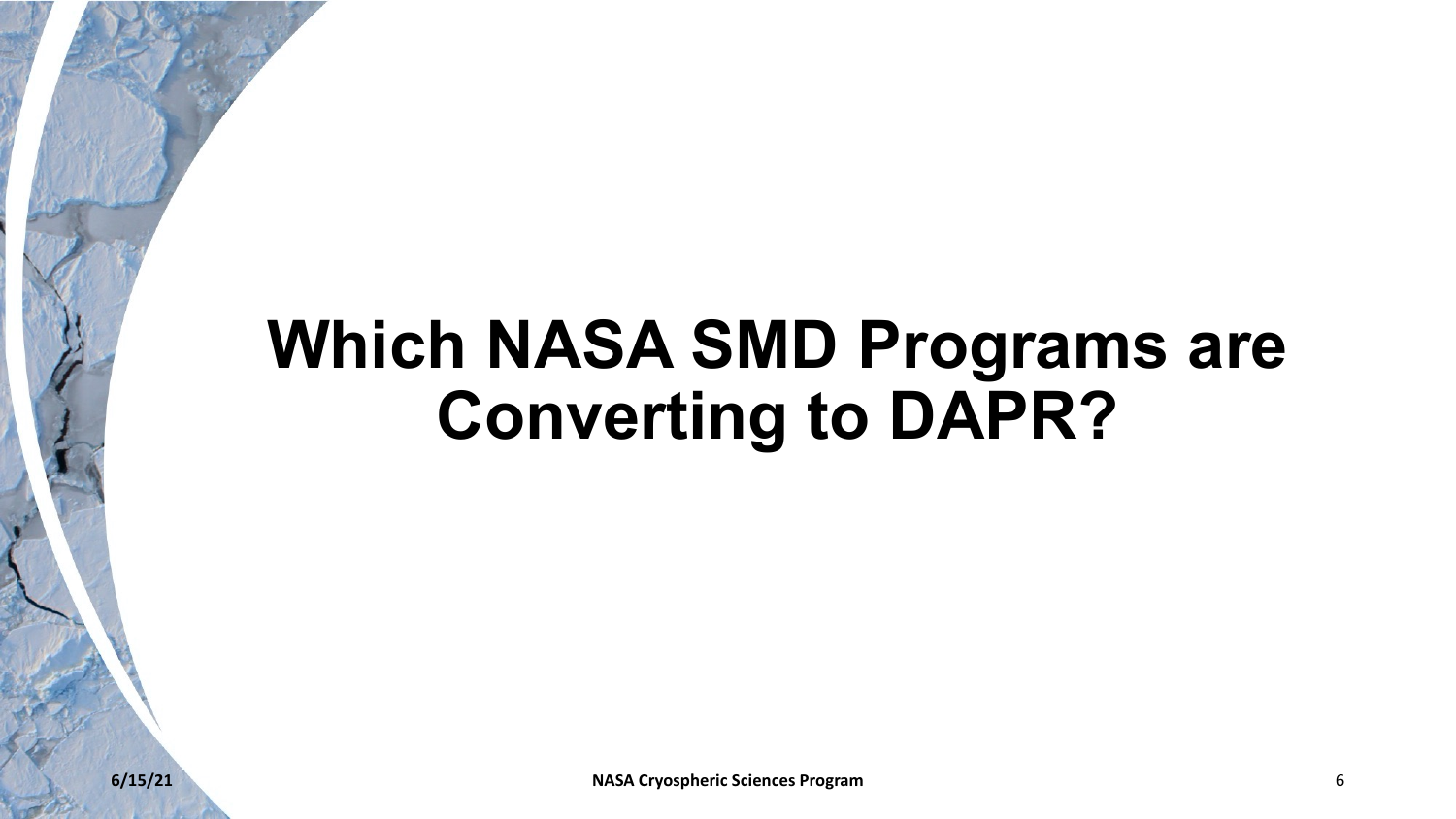# Which NASA SMD Programs are Converting to DAPR?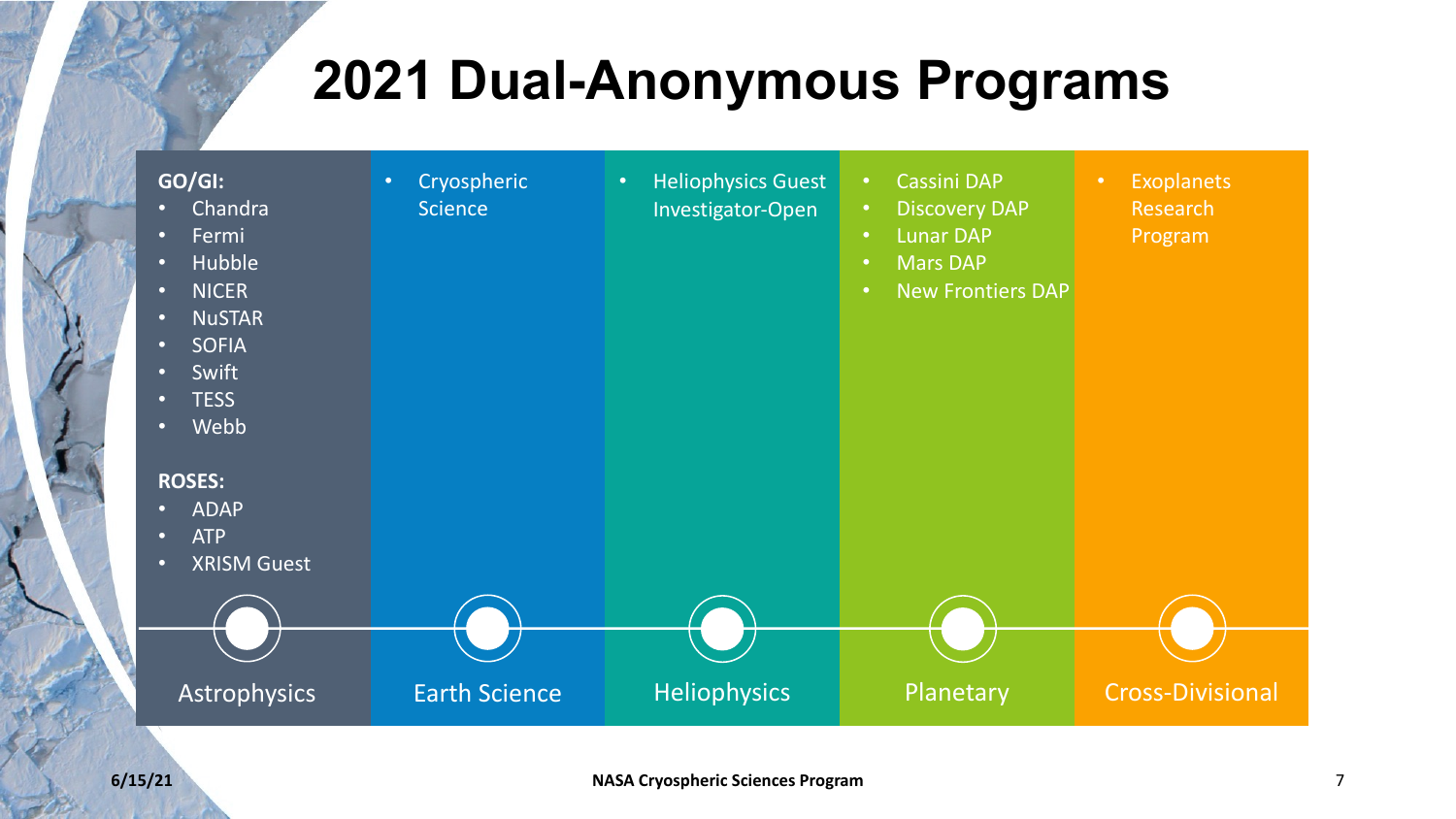# 2021 Dual-Anonymous Programs

## Astrophysics

**GO/GI:**

- Chandra
- Fermi
- Hubble
- NICER
- NuSTAR
- SOFIA
- Swift
- TESS
- Webb

**ROSES:**

- ADAP
- ATP
- XRISM Guest

## Earth Science

- Cryospheric Science

## Heliophysics

- Heliophysics Guest Investigator-Open

## Planetary

- Cassini DAP
- Discovery DAP
- Lunar DAP
- Mars DAP
- New Frontiers DAP

## Cross-Divisional

- Exoplanets Research Program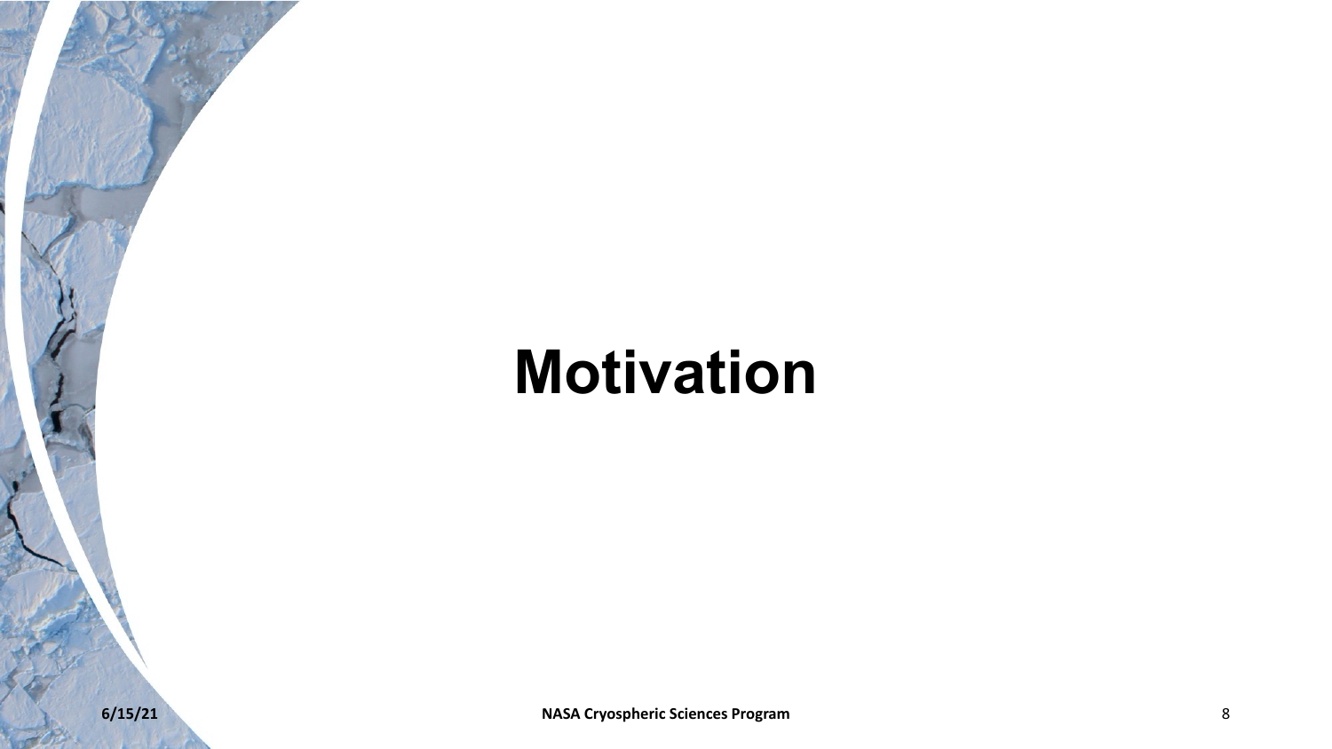# Motivation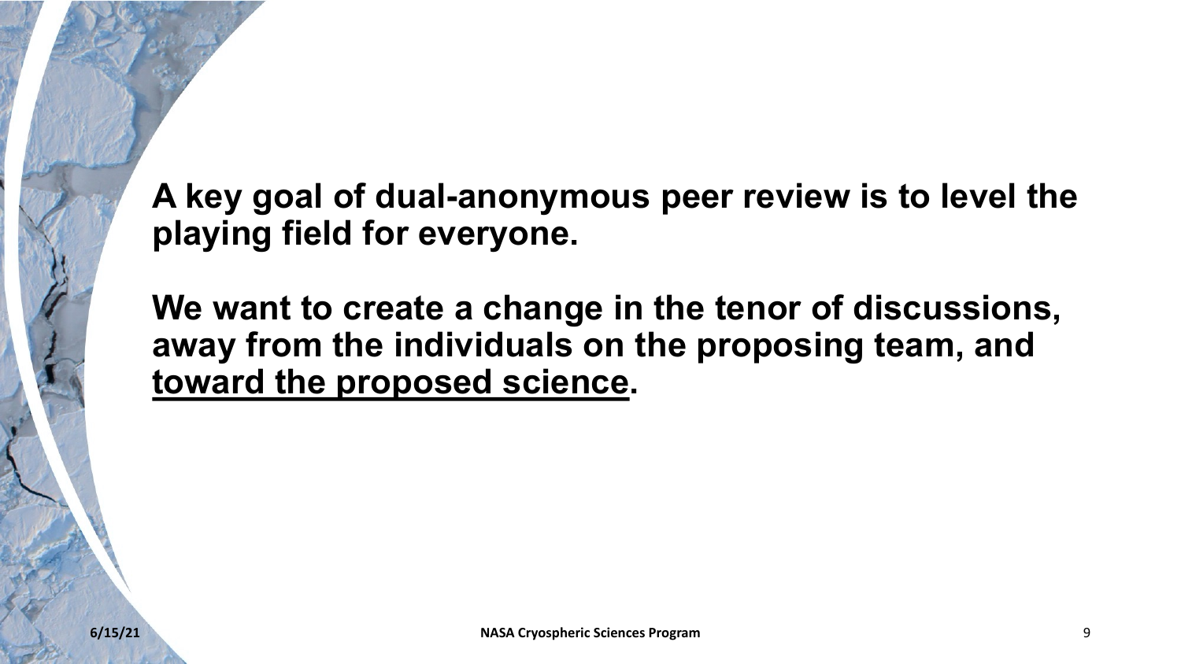**A key goal of dual-anonymous peer review is to level the playing field for everyone.**

**We want to create a change in the tenor of discussions, away from the individuals on the proposing team, and <u>toward the proposed science</u>.**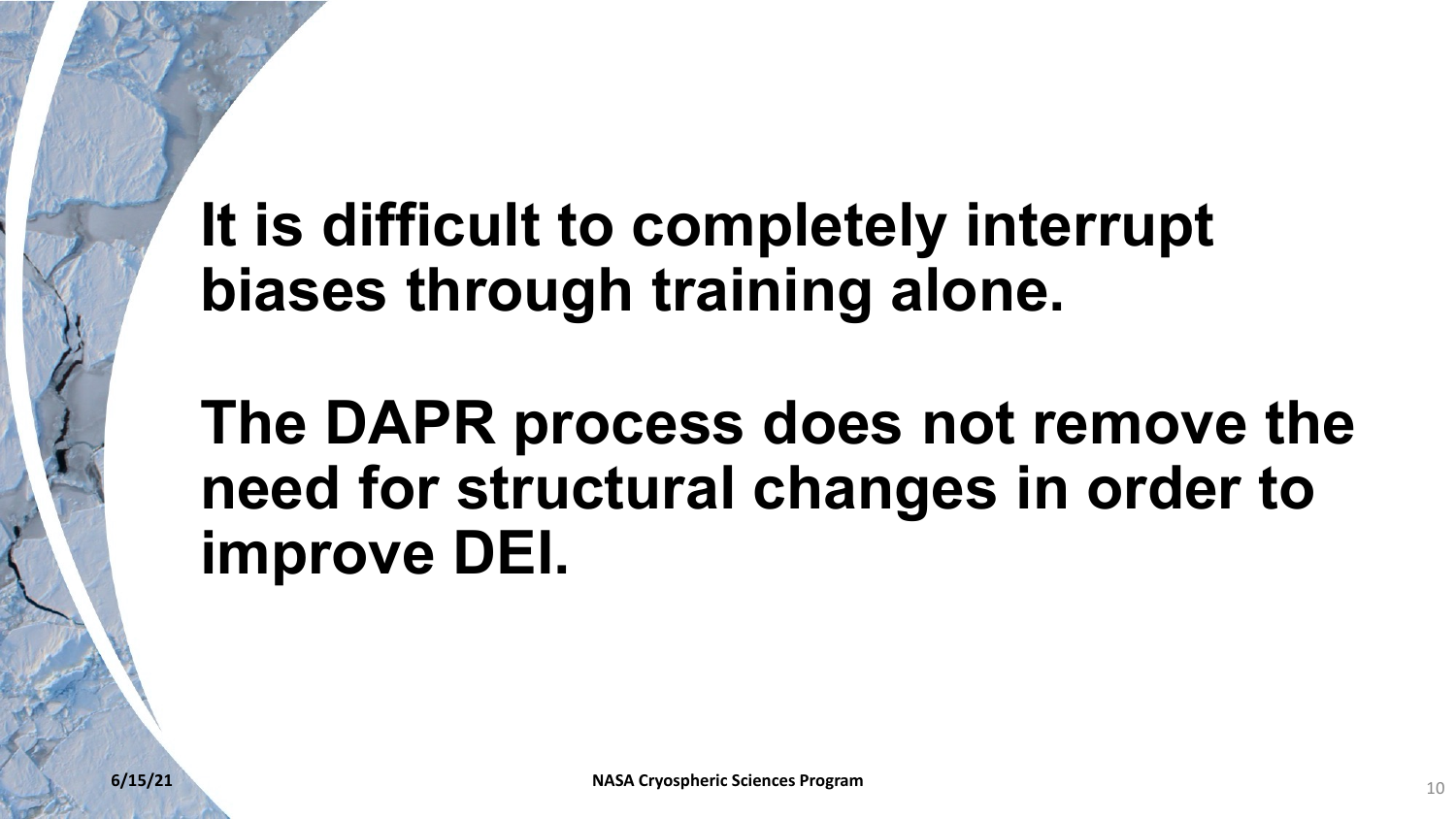**It is difficult to completely interrupt biases through training alone.**

**The DAPR process does not remove the need for structural changes in order to improve DEI.**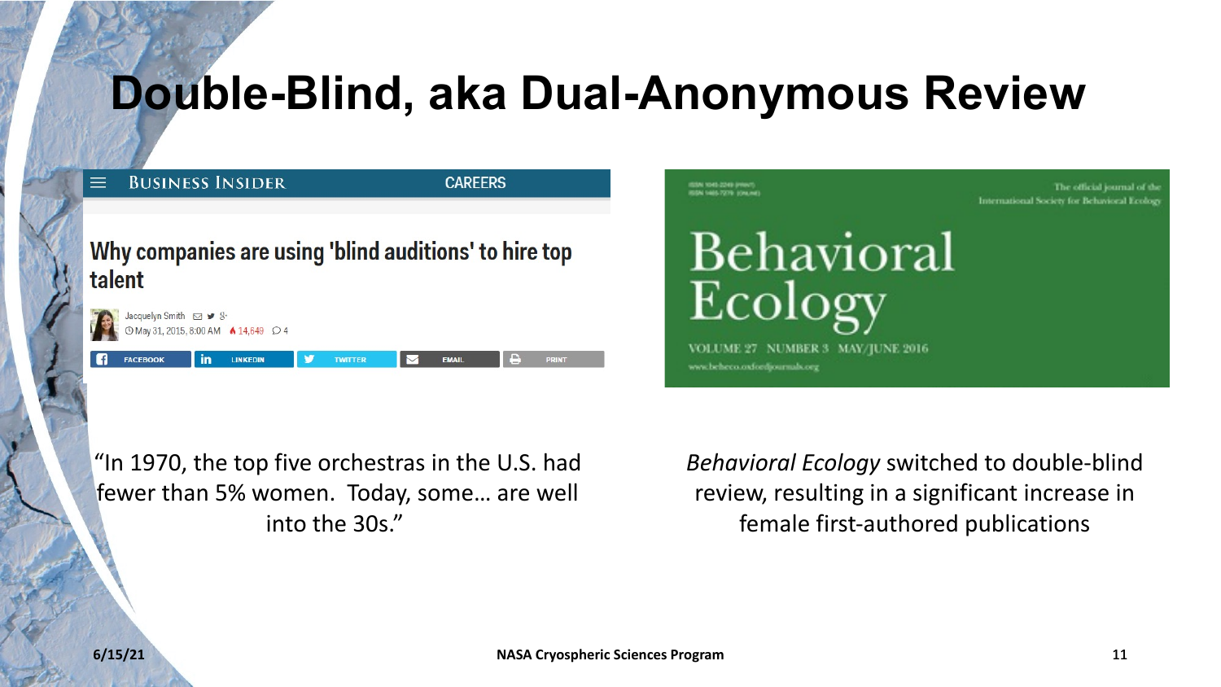# Double-Blind, aka Dual-Anonymous Review

BUSINESS INSIDER CAREERS

## Why companies are using 'blind auditions' to hire top talent

Jacquelyn Smith
May 31, 2015, 8:00 AM 14,649 4

FACEBOOK LINKEDIN TWITTER EMAIL PRINT

"In 1970, the top five orchestras in the U.S. had fewer than 5% women. Today, some… are well into the 30s."

The official journal of the International Society for Behavioral Ecology

Behavioral Ecology

VOLUME 27 NUMBER 3 MAY/JUNE 2016

www.beheco.oxfordjournals.org

*Behavioral Ecology* switched to double-blind review, resulting in a significant increase in female first-authored publications

6/15/21 NASA Cryospheric Sciences Program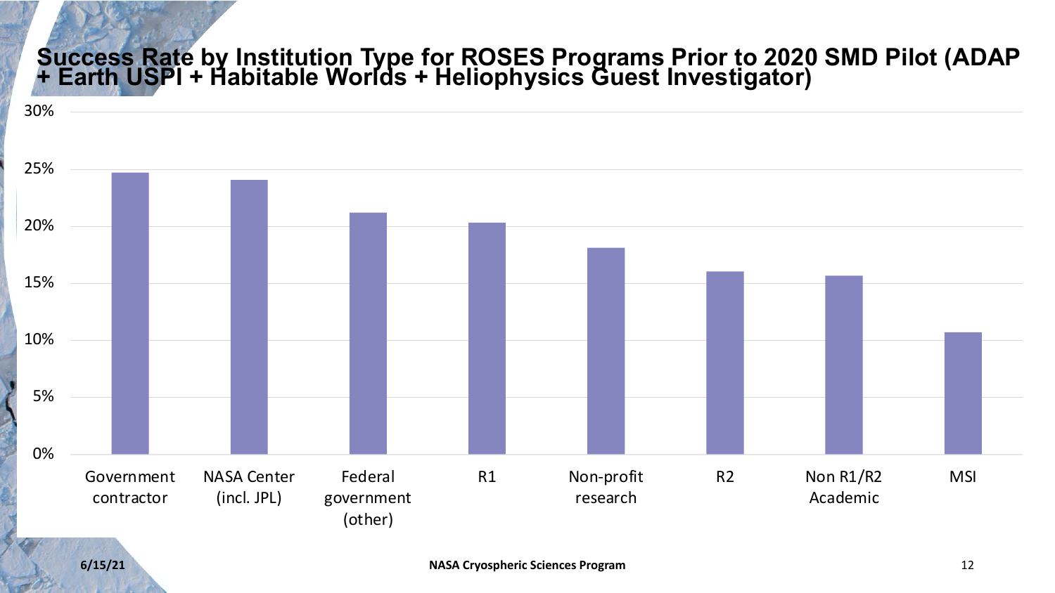# Success Rate by Institution Type for ROSES Programs Prior to 2020 SMD Pilot (ADAP + Earth USPI + Habitable Worlds + Heliophysics Guest Investigator)

| Institution Type | Success Rate |
|---|---|
| Government contractor | ~25% |
| NASA Center (incl. JPL) | ~24% |
| Federal government (other) | ~21% |
| R1 | ~20% |
| Non-profit research | ~18% |
| R2 | ~16% |
| Non R1/R2 Academic | ~16% |
| MSI | ~11% |

6/15/21

NASA Cryospheric Sciences Program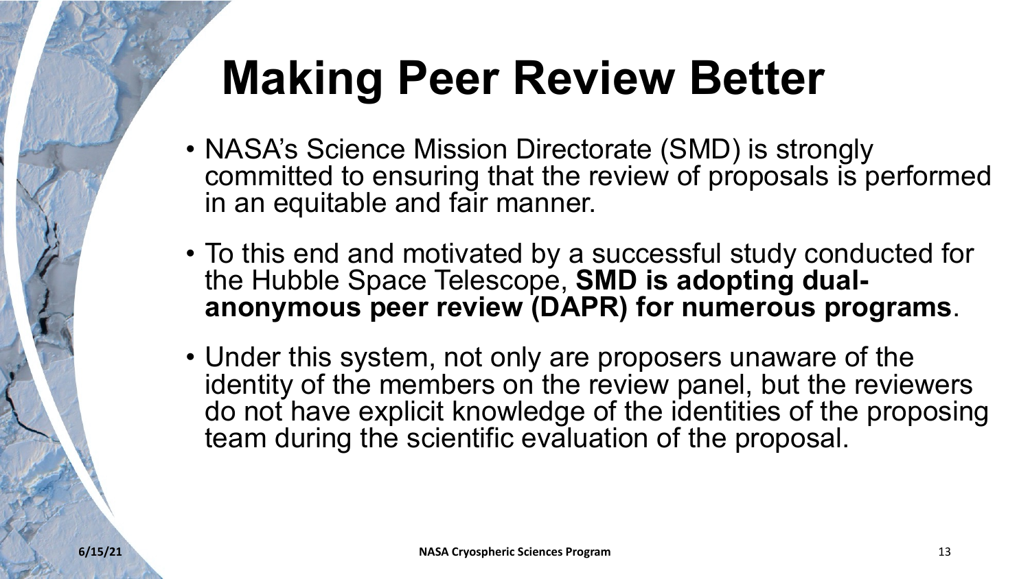# Making Peer Review Better

- NASA's Science Mission Directorate (SMD) is strongly committed to ensuring that the review of proposals is performed in an equitable and fair manner.
- To this end and motivated by a successful study conducted for the Hubble Space Telescope, **SMD is adopting dual-anonymous peer review (DAPR) for numerous programs**.
- Under this system, not only are proposers unaware of the identity of the members on the review panel, but the reviewers do not have explicit knowledge of the identities of the proposing team during the scientific evaluation of the proposal.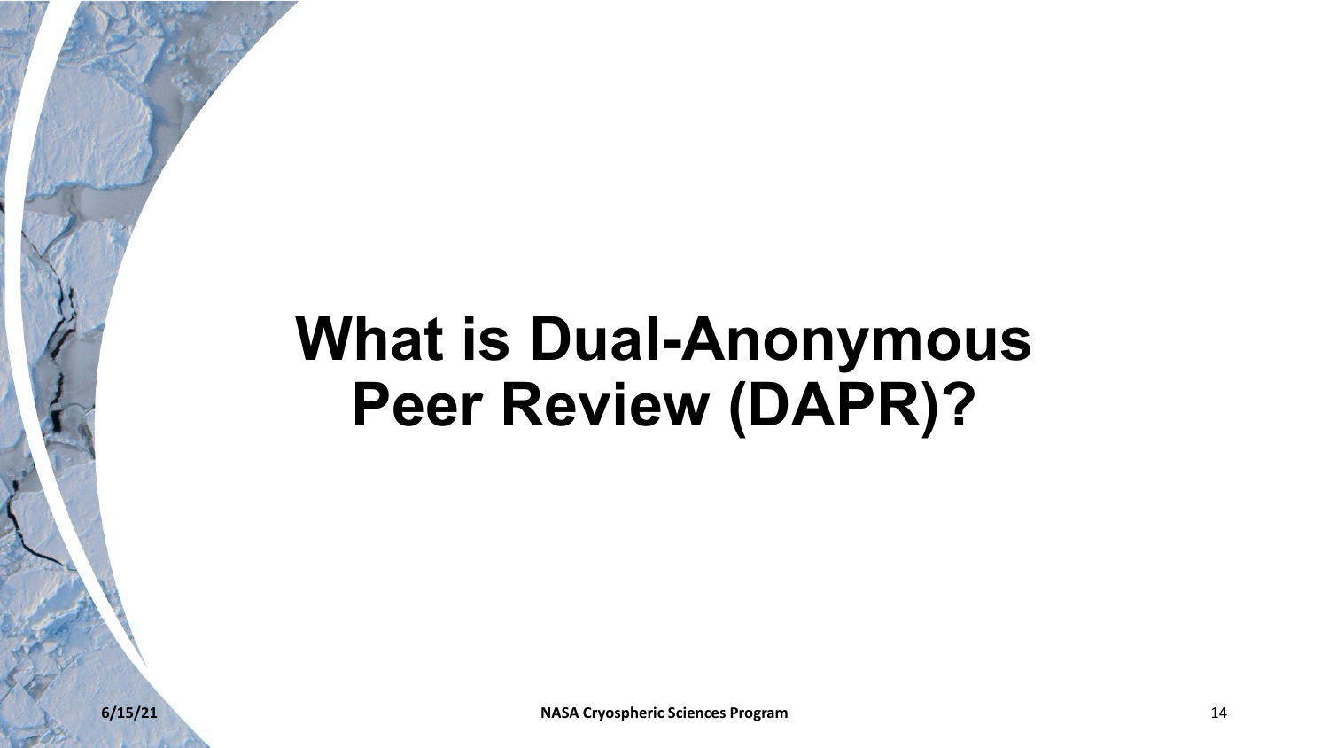# What is Dual-Anonymous Peer Review (DAPR)?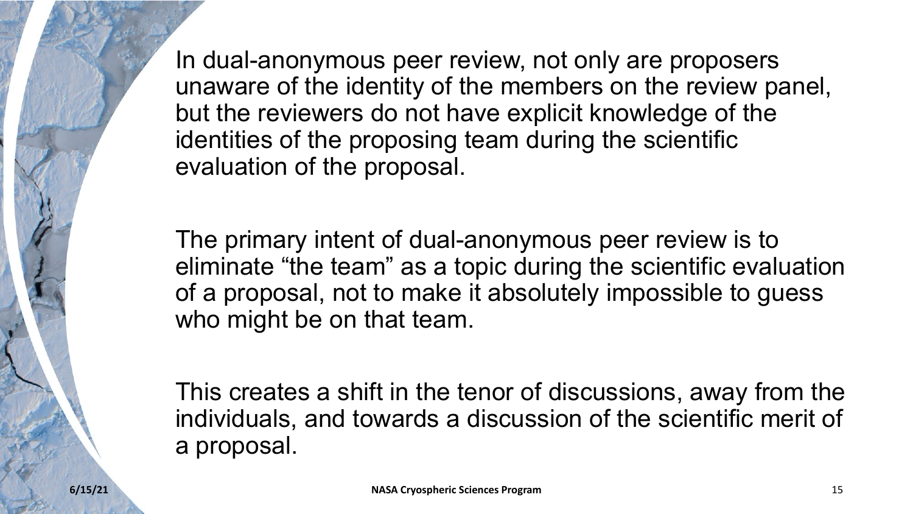In dual-anonymous peer review, not only are proposers unaware of the identity of the members on the review panel, but the reviewers do not have explicit knowledge of the identities of the proposing team during the scientific evaluation of the proposal.

The primary intent of dual-anonymous peer review is to eliminate “the team” as a topic during the scientific evaluation of a proposal, not to make it absolutely impossible to guess who might be on that team.

This creates a shift in the tenor of discussions, away from the individuals, and towards a discussion of the scientific merit of a proposal.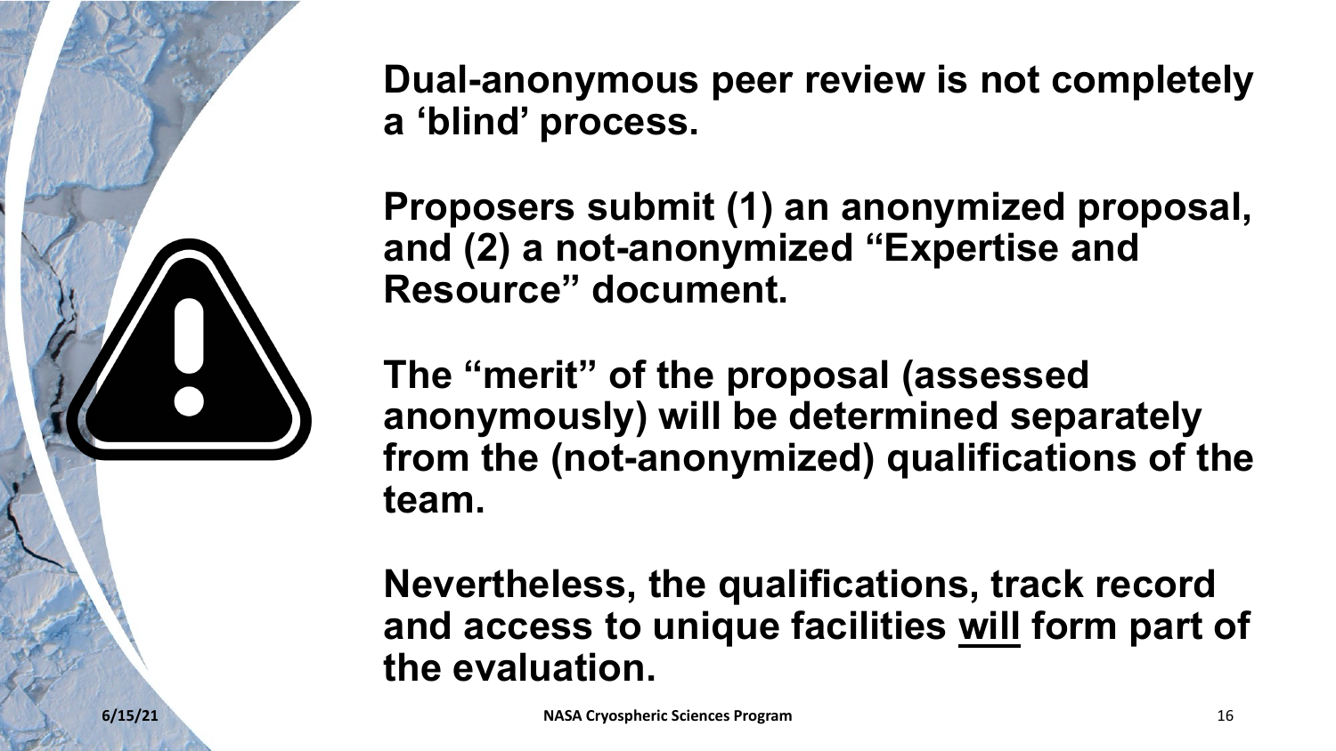**Dual-anonymous peer review is not completely a ‘blind’ process.**

**Proposers submit (1) an anonymized proposal, and (2) a not-anonymized “Expertise and Resource” document.**

**The “merit” of the proposal (assessed anonymously) will be determined separately from the (not-anonymized) qualifications of the team.**

**Nevertheless, the qualifications, track record and access to unique facilities <u>will</u> form part of the evaluation.**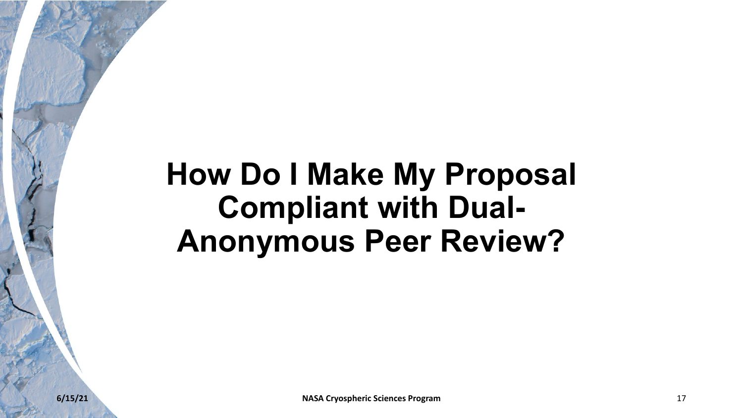# How Do I Make My Proposal Compliant with Dual-Anonymous Peer Review?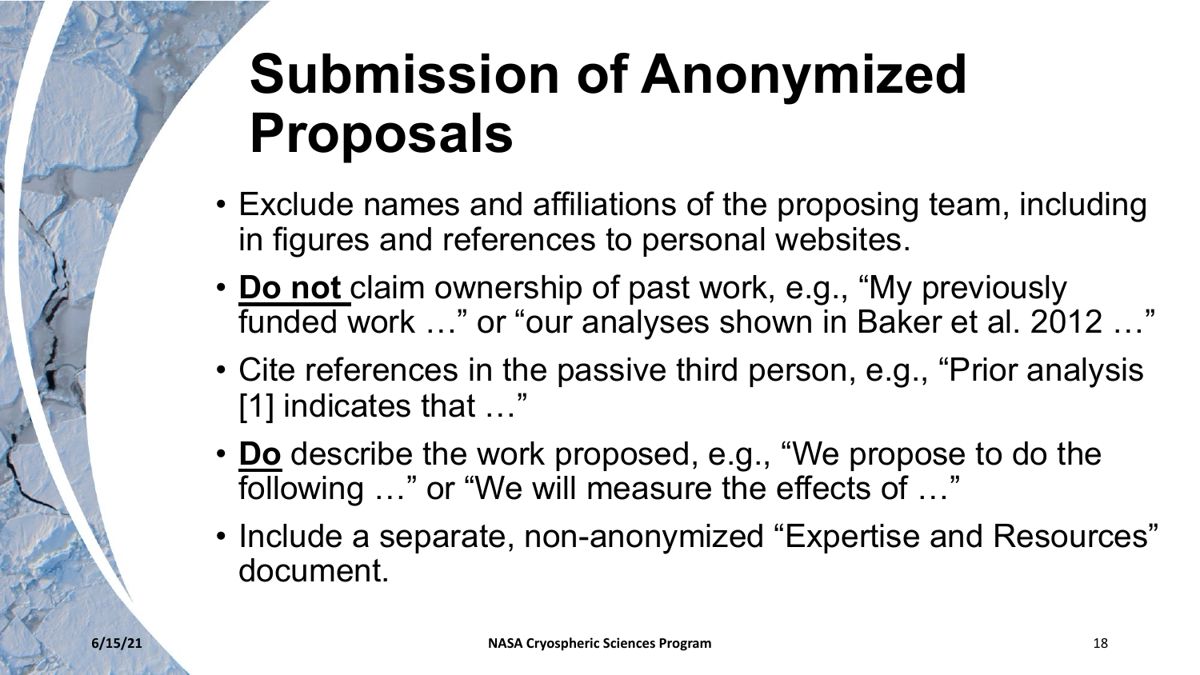# Submission of Anonymized Proposals

- Exclude names and affiliations of the proposing team, including in figures and references to personal websites.
- **Do not** claim ownership of past work, e.g., "My previously funded work …" or "our analyses shown in Baker et al. 2012 …"
- Cite references in the passive third person, e.g., "Prior analysis [1] indicates that …"
- **Do** describe the work proposed, e.g., "We propose to do the following …" or "We will measure the effects of …"
- Include a separate, non-anonymized "Expertise and Resources" document.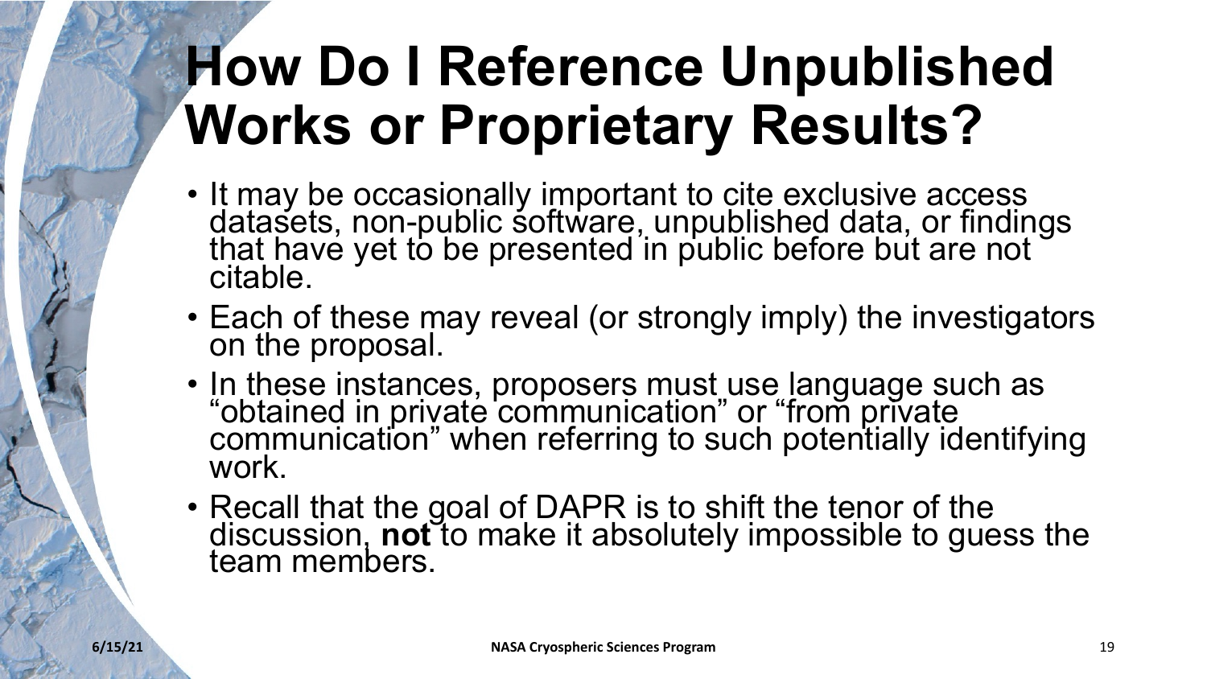# How Do I Reference Unpublished Works or Proprietary Results?

- It may be occasionally important to cite exclusive access datasets, non-public software, unpublished data, or findings that have yet to be presented in public before but are not citable.
- Each of these may reveal (or strongly imply) the investigators on the proposal.
- In these instances, proposers must use language such as "obtained in private communication" or "from private communication" when referring to such potentially identifying work.
- Recall that the goal of DAPR is to shift the tenor of the discussion, **not** to make it absolutely impossible to guess the team members.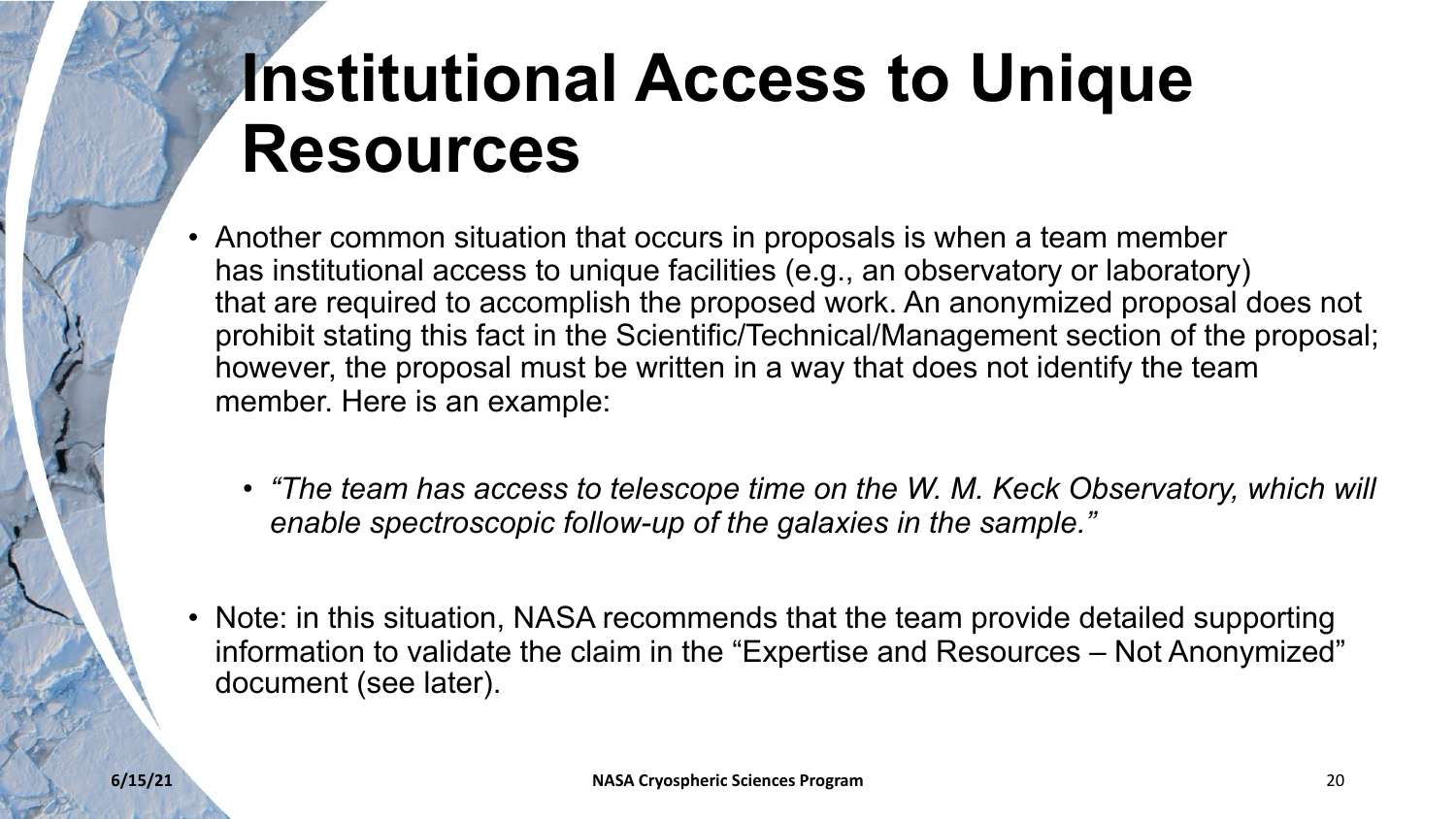# Institutional Access to Unique Resources

- Another common situation that occurs in proposals is when a team member has institutional access to unique facilities (e.g., an observatory or laboratory) that are required to accomplish the proposed work. An anonymized proposal does not prohibit stating this fact in the Scientific/Technical/Management section of the proposal; however, the proposal must be written in a way that does not identify the team member. Here is an example:
  - *"The team has access to telescope time on the W. M. Keck Observatory, which will enable spectroscopic follow-up of the galaxies in the sample."*
- Note: in this situation, NASA recommends that the team provide detailed supporting information to validate the claim in the "Expertise and Resources – Not Anonymized" document (see later).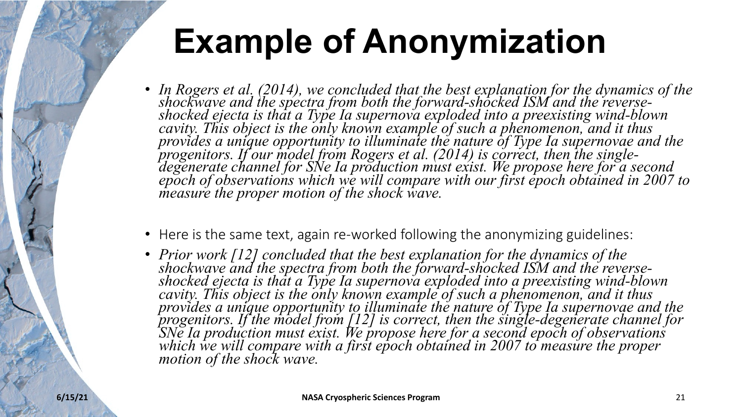# Example of Anonymization

- *In Rogers et al. (2014), we concluded that the best explanation for the dynamics of the shockwave and the spectra from both the forward-shocked ISM and the reverse-shocked ejecta is that a Type Ia supernova exploded into a preexisting wind-blown cavity. This object is the only known example of such a phenomenon, and it thus provides a unique opportunity to illuminate the nature of Type Ia supernovae and the progenitors. If our model from Rogers et al. (2014) is correct, then the single-degenerate channel for SNe Ia production must exist. We propose here for a second epoch of observations which we will compare with our first epoch obtained in 2007 to measure the proper motion of the shock wave.*
- Here is the same text, again re-worked following the anonymizing guidelines:
- *Prior work [12] concluded that the best explanation for the dynamics of the shockwave and the spectra from both the forward-shocked ISM and the reverse-shocked ejecta is that a Type Ia supernova exploded into a preexisting wind-blown cavity. This object is the only known example of such a phenomenon, and it thus provides a unique opportunity to illuminate the nature of Type Ia supernovae and the progenitors. If the model from [12] is correct, then the single-degenerate channel for SNe Ia production must exist. We propose here for a second epoch of observations which we will compare with a first epoch obtained in 2007 to measure the proper motion of the shock wave.*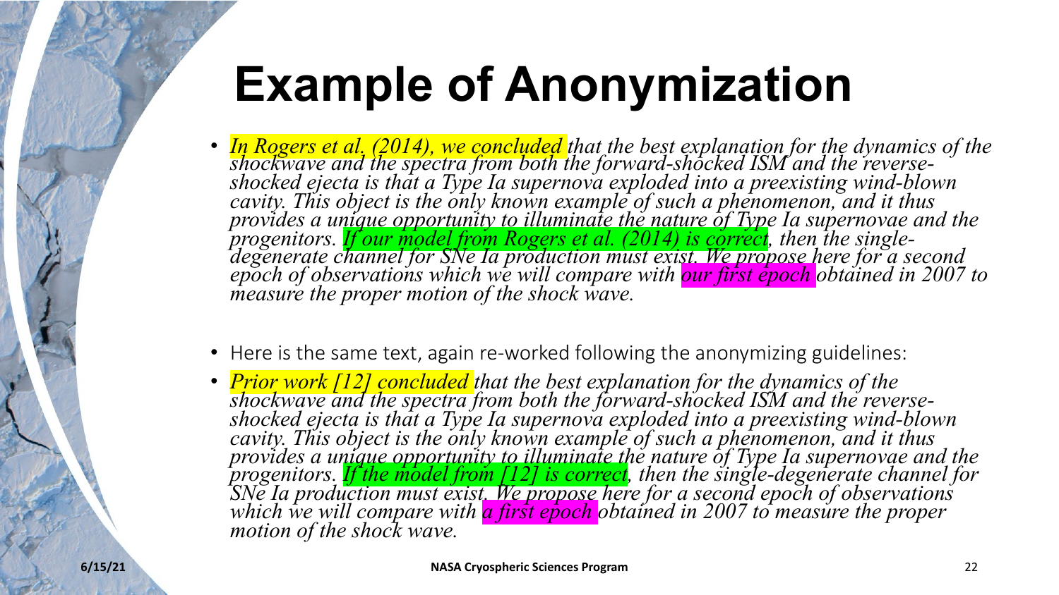# Example of Anonymization

- *In Rogers et al. (2014), we concluded that the best explanation for the dynamics of the shockwave and the spectra from both the forward-shocked ISM and the reverse-shocked ejecta is that a Type Ia supernova exploded into a preexisting wind-blown cavity. This object is the only known example of such a phenomenon, and it thus provides a unique opportunity to illuminate the nature of Type Ia supernovae and the progenitors. If our model from Rogers et al. (2014) is correct, then the single-degenerate channel for SNe Ia production must exist. We propose here for a second epoch of observations which we will compare with our first epoch obtained in 2007 to measure the proper motion of the shock wave.*

- Here is the same text, again re-worked following the anonymizing guidelines:

- *Prior work [12] concluded that the best explanation for the dynamics of the shockwave and the spectra from both the forward-shocked ISM and the reverse-shocked ejecta is that a Type Ia supernova exploded into a preexisting wind-blown cavity. This object is the only known example of such a phenomenon, and it thus provides a unique opportunity to illuminate the nature of Type Ia supernovae and the progenitors. If the model from [12] is correct, then the single-degenerate channel for SNe Ia production must exist. We propose here for a second epoch of observations which we will compare with a first epoch obtained in 2007 to measure the proper motion of the shock wave.*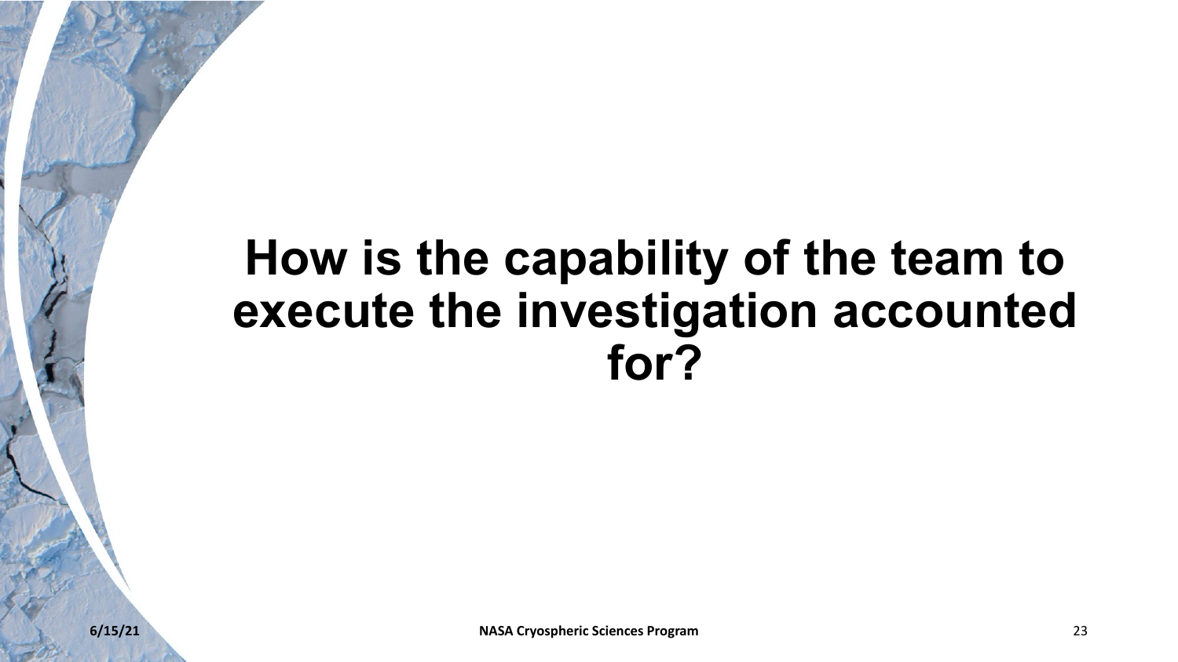# How is the capability of the team to execute the investigation accounted for?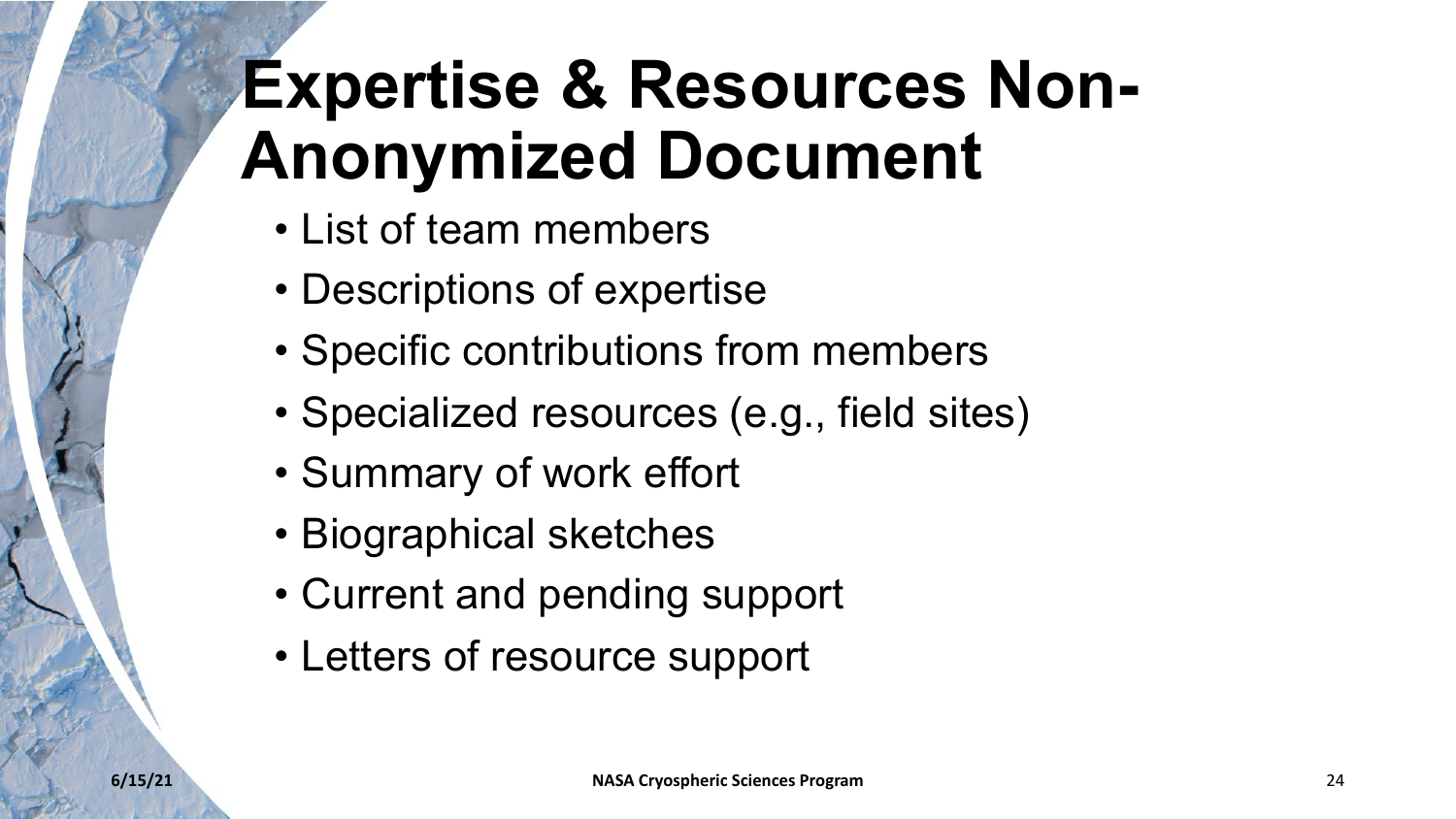# Expertise & Resources Non-Anonymized Document

- List of team members
- Descriptions of expertise
- Specific contributions from members
- Specialized resources (e.g., field sites)
- Summary of work effort
- Biographical sketches
- Current and pending support
- Letters of resource support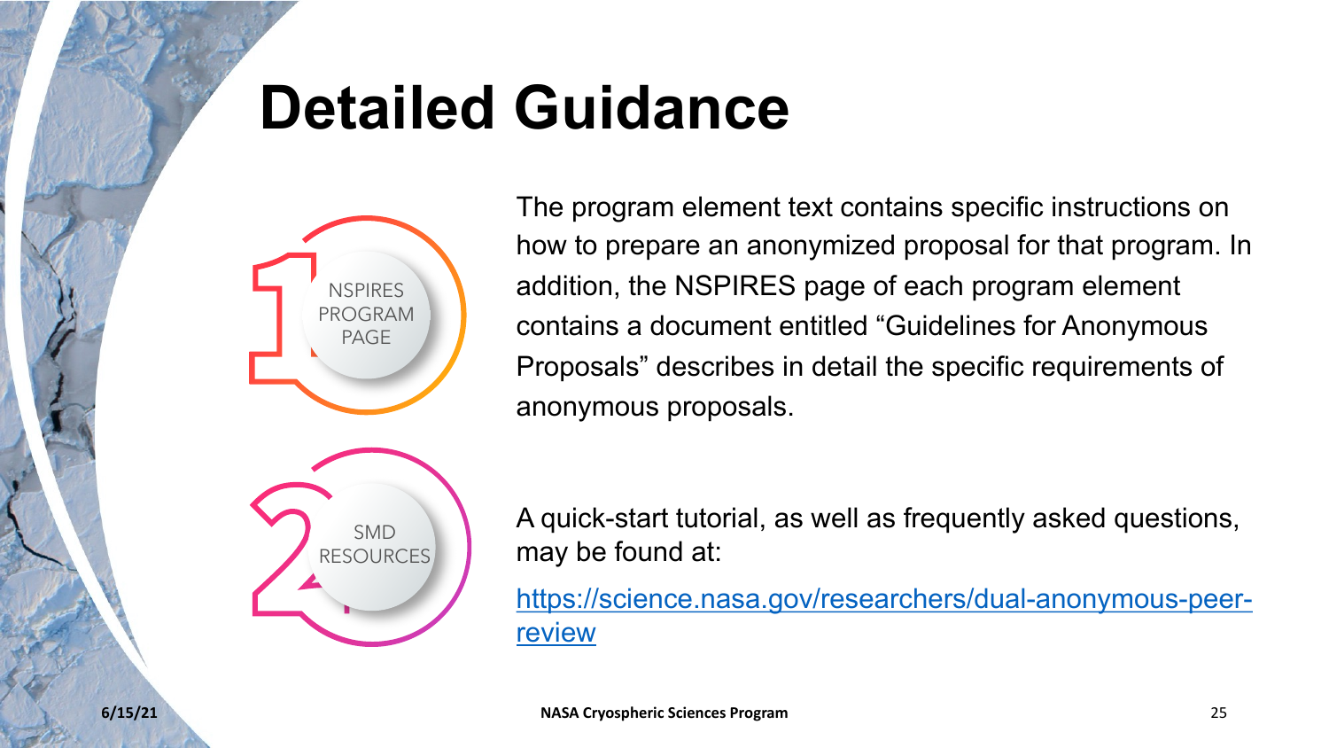# Detailed Guidance

**1 — NSPIRES PROGRAM PAGE**

The program element text contains specific instructions on how to prepare an anonymized proposal for that program. In addition, the NSPIRES page of each program element contains a document entitled "Guidelines for Anonymous Proposals" describes in detail the specific requirements of anonymous proposals.

**2 — SMD RESOURCES**

A quick-start tutorial, as well as frequently asked questions, may be found at:

[https://science.nasa.gov/researchers/dual-anonymous-peer-review](https://science.nasa.gov/researchers/dual-anonymous-peer-review)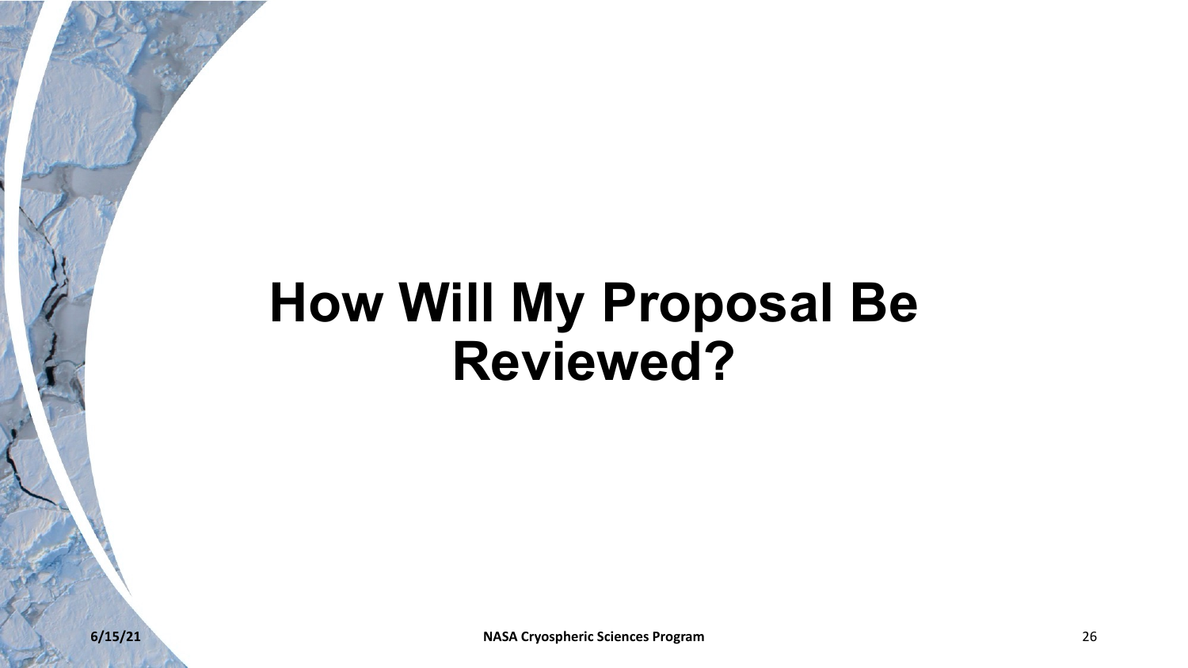# How Will My Proposal Be Reviewed?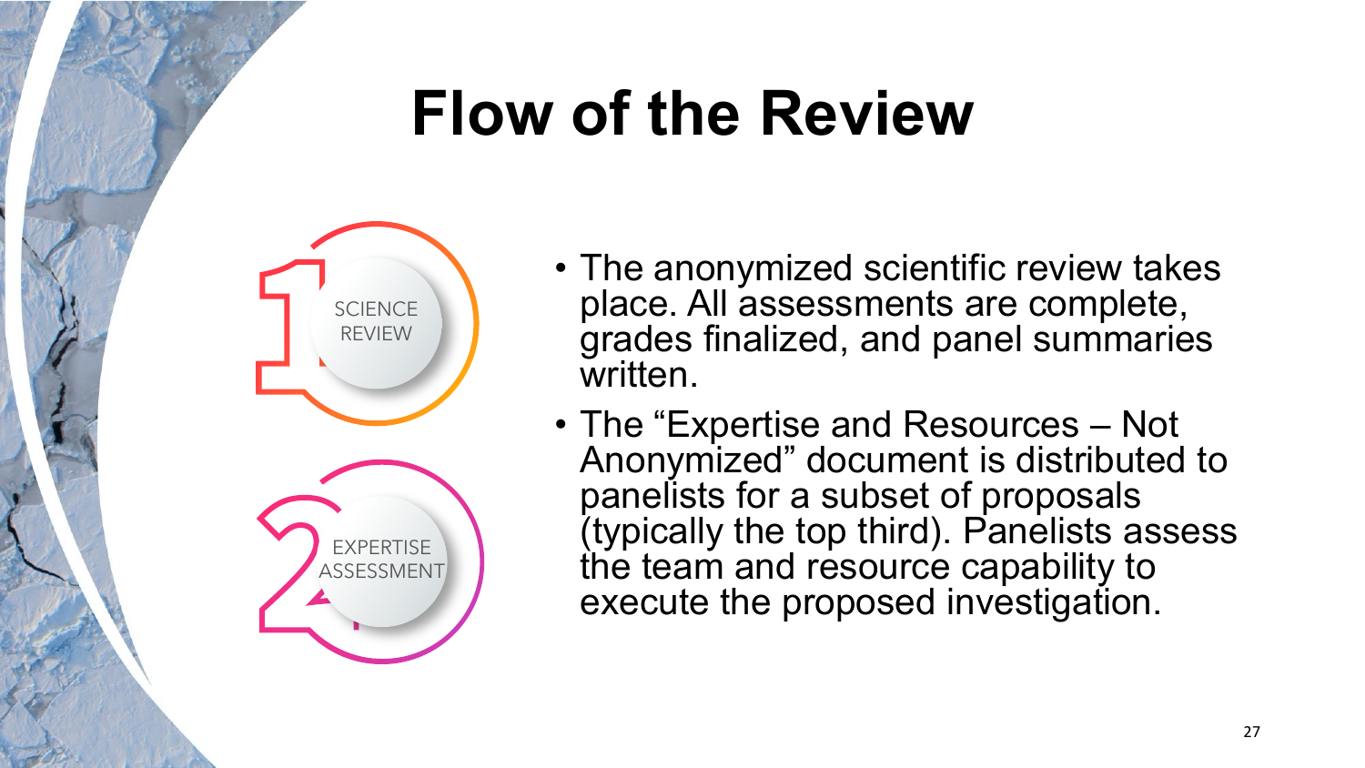# Flow of the Review

1. SCIENCE REVIEW
2. EXPERTISE ASSESSMENT

- The anonymized scientific review takes place. All assessments are complete, grades finalized, and panel summaries written.
- The "Expertise and Resources – Not Anonymized" document is distributed to panelists for a subset of proposals (typically the top third). Panelists assess the team and resource capability to execute the proposed investigation.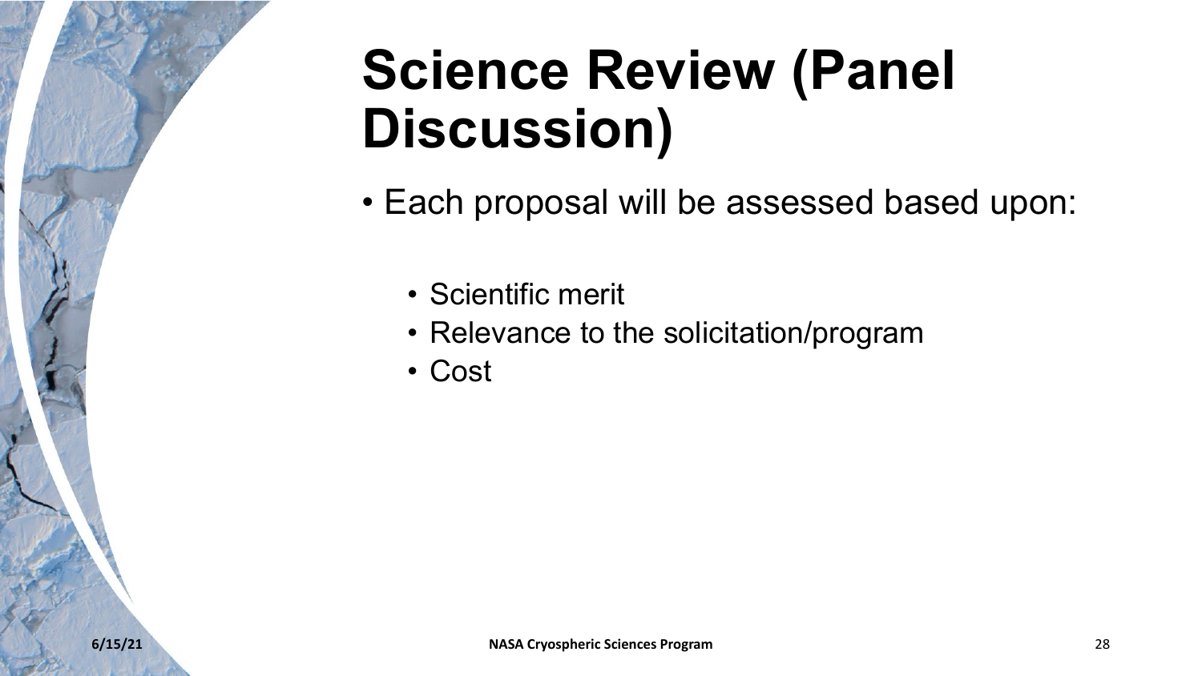# Science Review (Panel Discussion)

- Each proposal will be assessed based upon:
  - Scientific merit
  - Relevance to the solicitation/program
  - Cost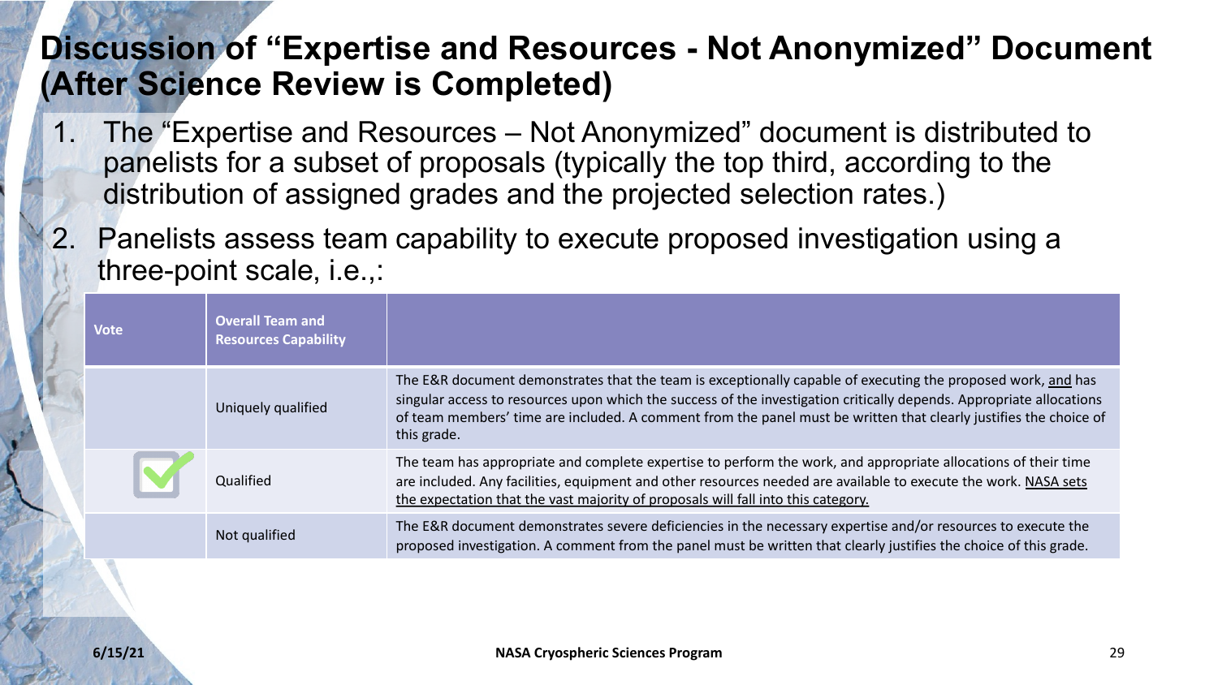# Discussion of "Expertise and Resources - Not Anonymized" Document (After Science Review is Completed)

1. The "Expertise and Resources – Not Anonymized" document is distributed to panelists for a subset of proposals (typically the top third, according to the distribution of assigned grades and the projected selection rates.)
2. Panelists assess team capability to execute proposed investigation using a three-point scale, i.e.,:

| Vote | Overall Team and Resources Capability | |
|---|---|---|
| | Uniquely qualified | The E&R document demonstrates that the team is exceptionally capable of executing the proposed work, <u>and</u> has singular access to resources upon which the success of the investigation critically depends. Appropriate allocations of team members' time are included. A comment from the panel must be written that clearly justifies the choice of this grade. |
| ✔ | Qualified | The team has appropriate and complete expertise to perform the work, and appropriate allocations of their time are included. Any facilities, equipment and other resources needed are available to execute the work. <u>NASA sets the expectation that the vast majority of proposals will fall into this category.</u> |
| | Not qualified | The E&R document demonstrates severe deficiencies in the necessary expertise and/or resources to execute the proposed investigation. A comment from the panel must be written that clearly justifies the choice of this grade. |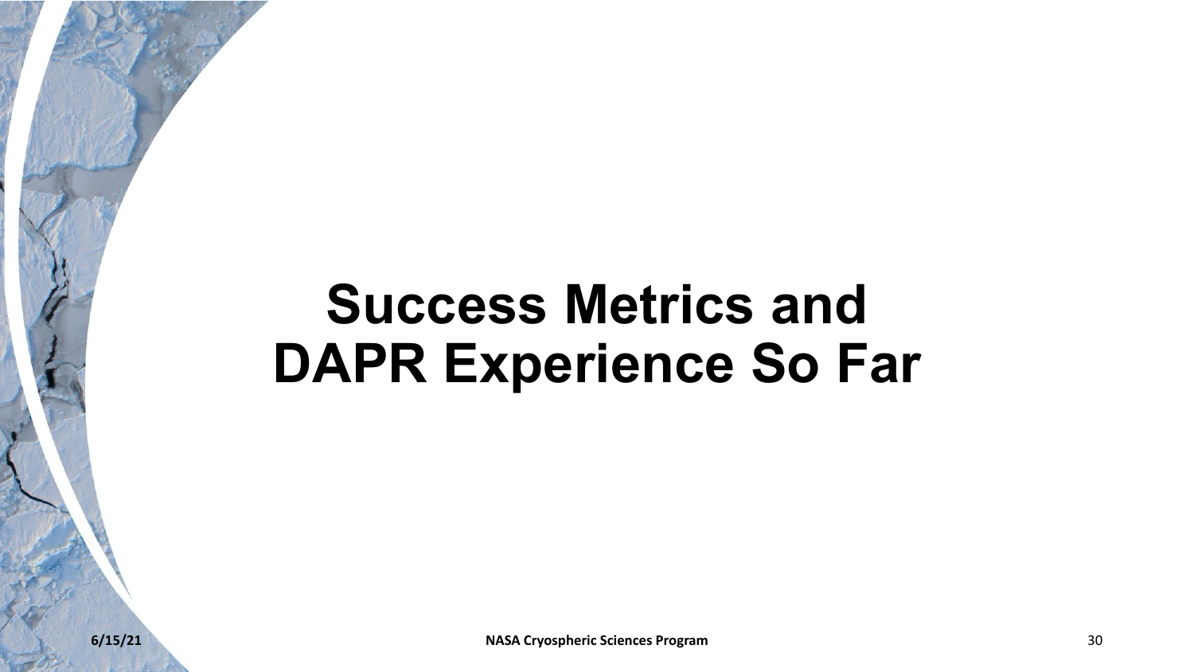# Success Metrics and DAPR Experience So Far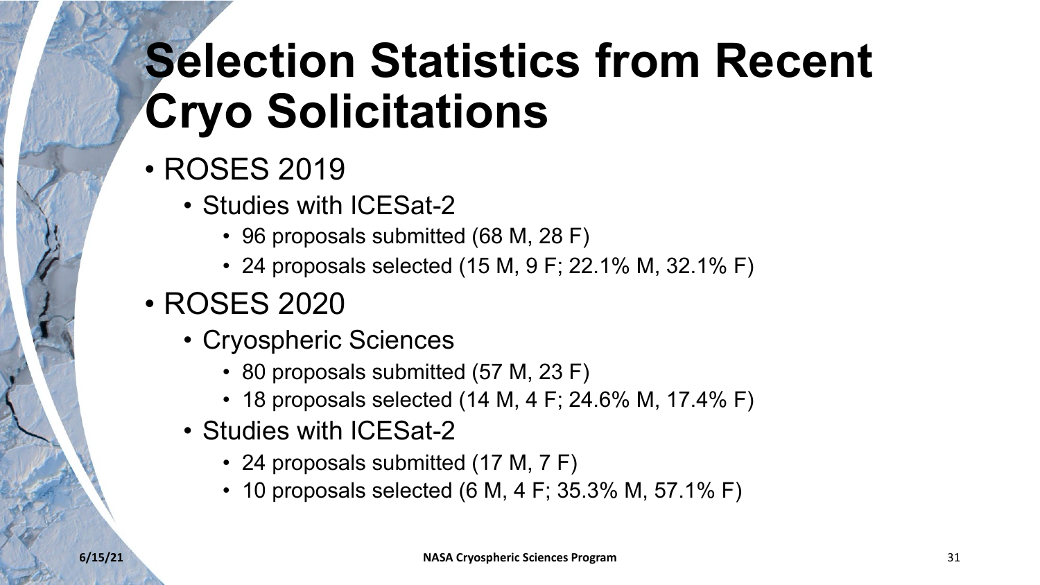# Selection Statistics from Recent Cryo Solicitations

- ROSES 2019
  - Studies with ICESat-2
    - 96 proposals submitted (68 M, 28 F)
    - 24 proposals selected (15 M, 9 F; 22.1% M, 32.1% F)
- ROSES 2020
  - Cryospheric Sciences
    - 80 proposals submitted (57 M, 23 F)
    - 18 proposals selected (14 M, 4 F; 24.6% M, 17.4% F)
  - Studies with ICESat-2
    - 24 proposals submitted (17 M, 7 F)
    - 10 proposals selected (6 M, 4 F; 35.3% M, 57.1% F)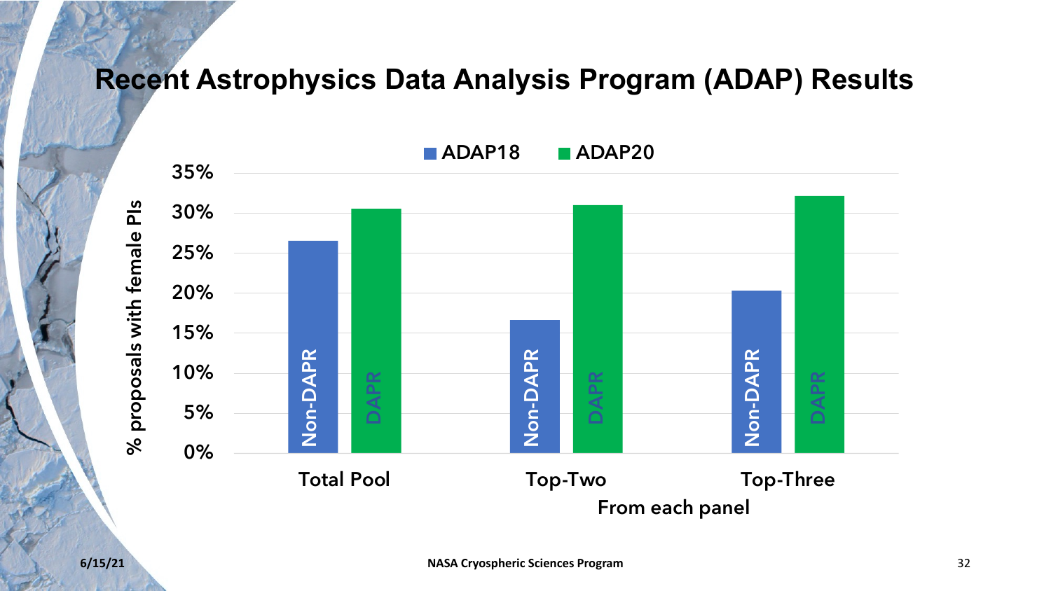# Recent Astrophysics Data Analysis Program (ADAP) Results

% proposals with female PIs

| From each panel | ADAP18 (Non-DAPR) | ADAP20 (DAPR) |
|---|---|---|
| Total Pool | ~26.5% | ~30.5% |
| Top-Two | ~16.5% | ~31% |
| Top-Three | ~20% | ~32% |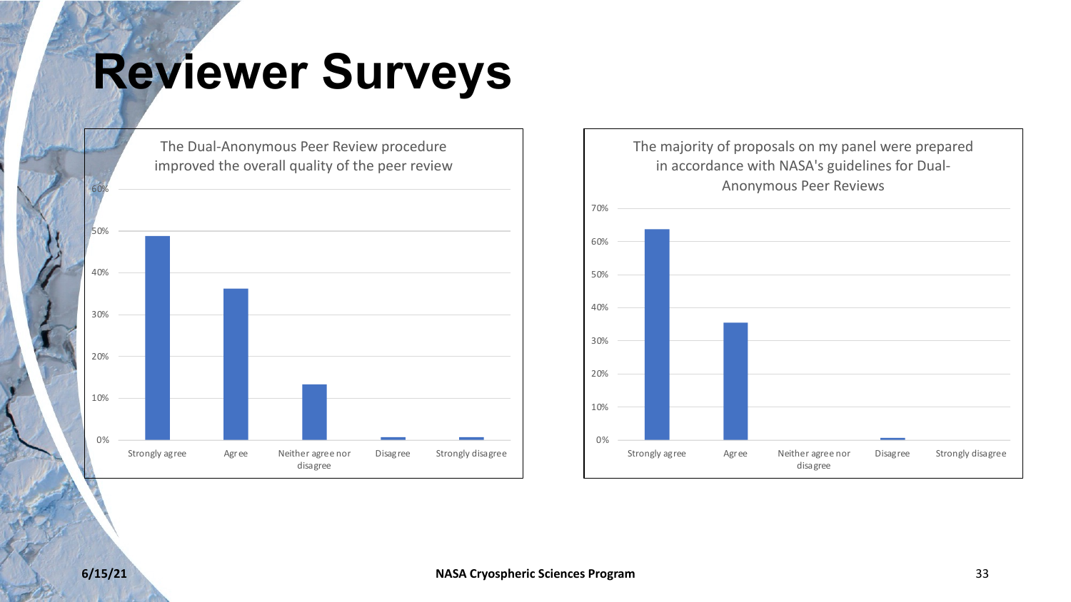# Reviewer Surveys

The Dual-Anonymous Peer Review procedure improved the overall quality of the peer review

| Response | Percentage |
|---|---|
| Strongly agree | ~49% |
| Agree | ~36% |
| Neither agree nor disagree | ~13% |
| Disagree | ~1% |
| Strongly disagree | ~1% |

The majority of proposals on my panel were prepared in accordance with NASA's guidelines for Dual-Anonymous Peer Reviews

| Response | Percentage |
|---|---|
| Strongly agree | ~64% |
| Agree | ~35% |
| Neither agree nor disagree | 0% |
| Disagree | ~1% |
| Strongly disagree | 0% |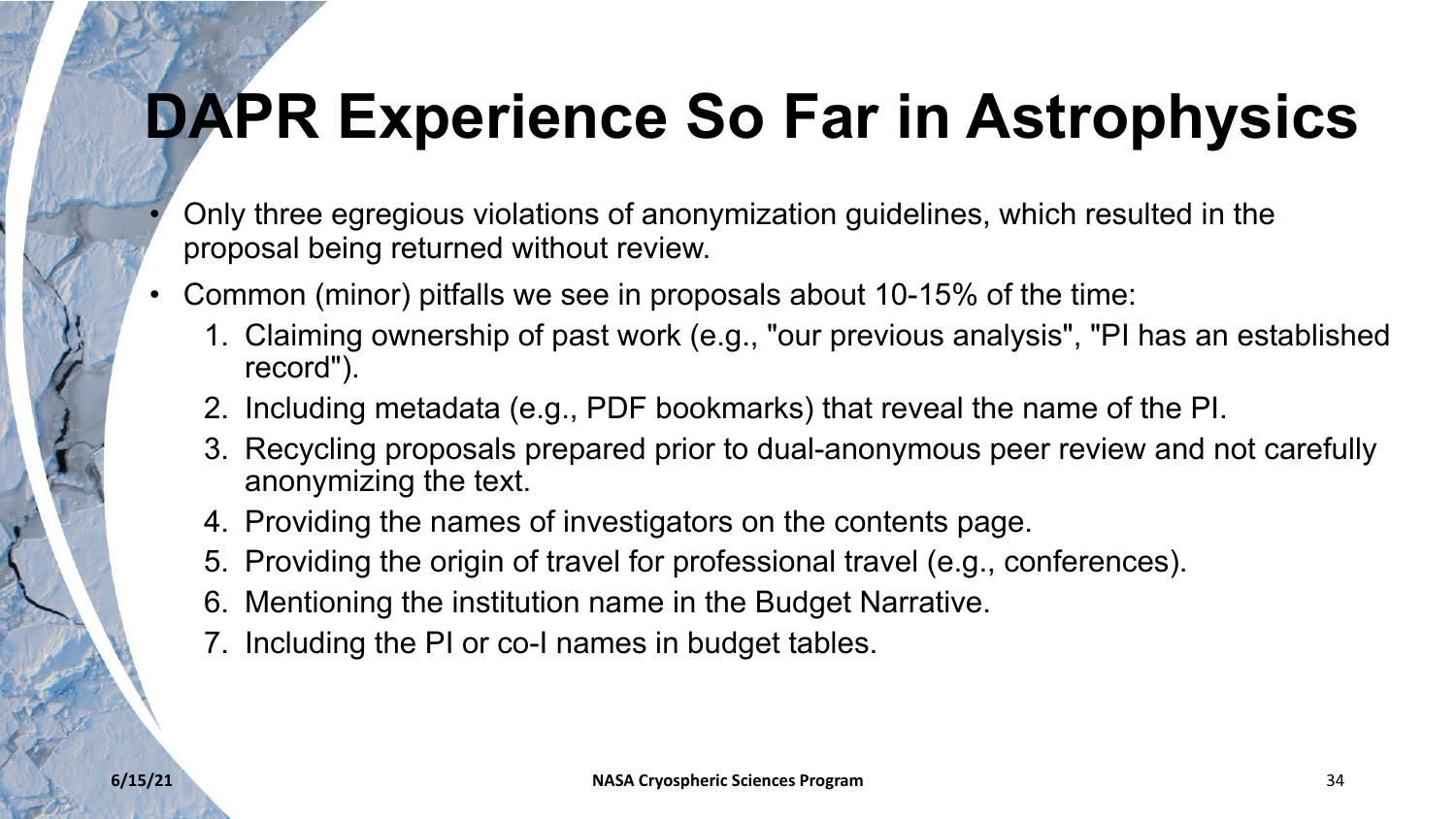# DAPR Experience So Far in Astrophysics

- Only three egregious violations of anonymization guidelines, which resulted in the proposal being returned without review.
- Common (minor) pitfalls we see in proposals about 10-15% of the time:
  1. Claiming ownership of past work (e.g., "our previous analysis", "PI has an established record").
  2. Including metadata (e.g., PDF bookmarks) that reveal the name of the PI.
  3. Recycling proposals prepared prior to dual-anonymous peer review and not carefully anonymizing the text.
  4. Providing the names of investigators on the contents page.
  5. Providing the origin of travel for professional travel (e.g., conferences).
  6. Mentioning the institution name in the Budget Narrative.
  7. Including the PI or co-I names in budget tables.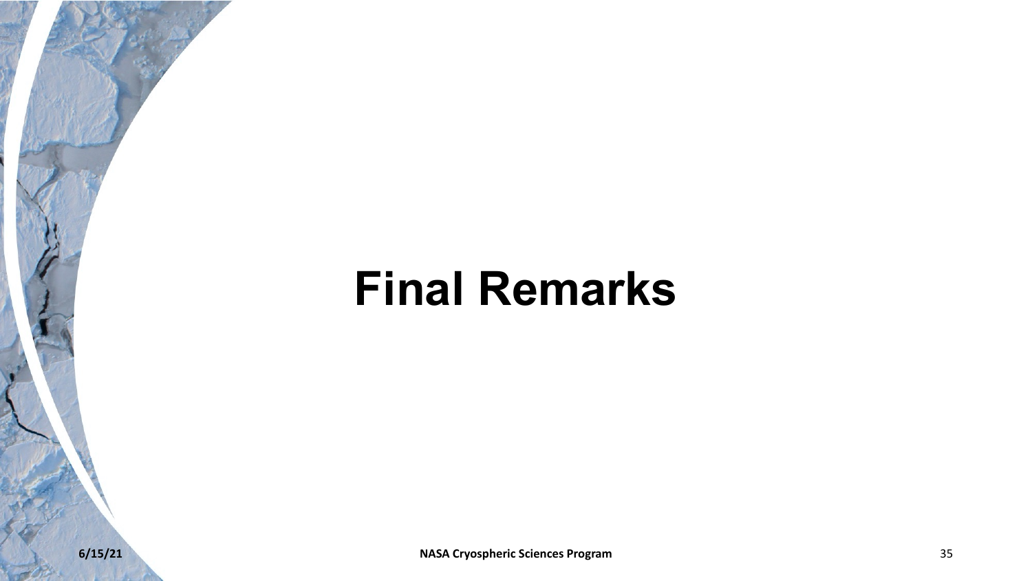# Final Remarks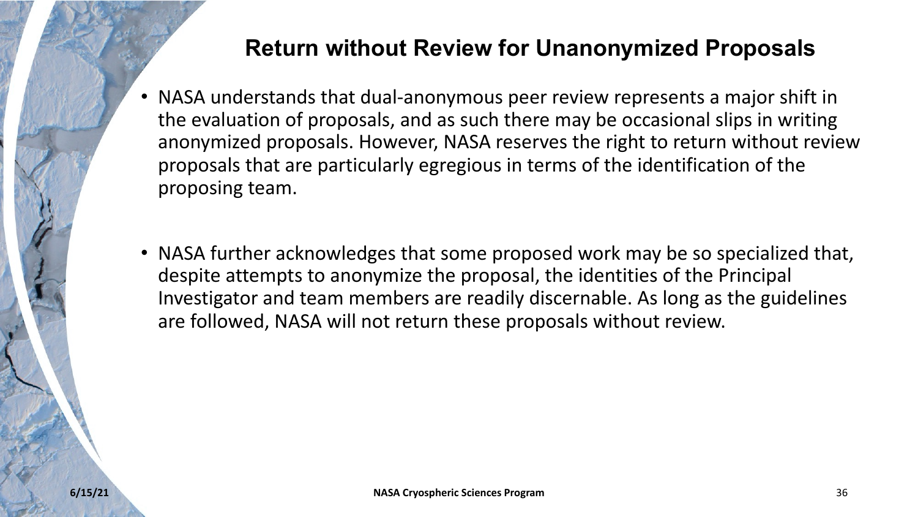## Return without Review for Unanonymized Proposals

- NASA understands that dual-anonymous peer review represents a major shift in the evaluation of proposals, and as such there may be occasional slips in writing anonymized proposals. However, NASA reserves the right to return without review proposals that are particularly egregious in terms of the identification of the proposing team.

- NASA further acknowledges that some proposed work may be so specialized that, despite attempts to anonymize the proposal, the identities of the Principal Investigator and team members are readily discernable. As long as the guidelines are followed, NASA will not return these proposals without review.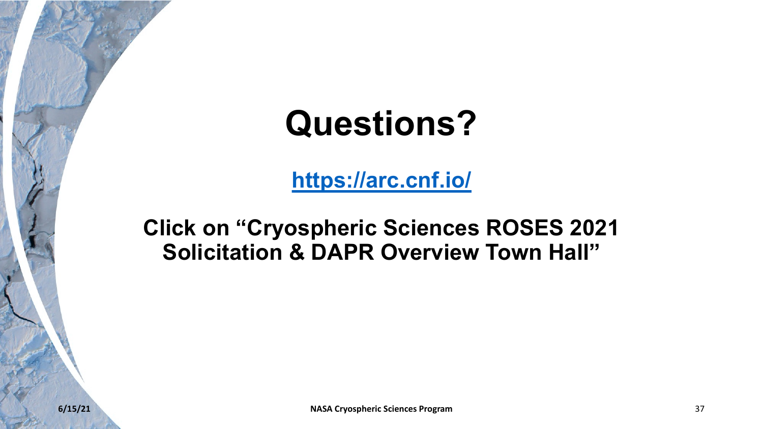# Questions?

[https://arc.cnf.io/](https://arc.cnf.io/)

**Click on "Cryospheric Sciences ROSES 2021 Solicitation & DAPR Overview Town Hall"**